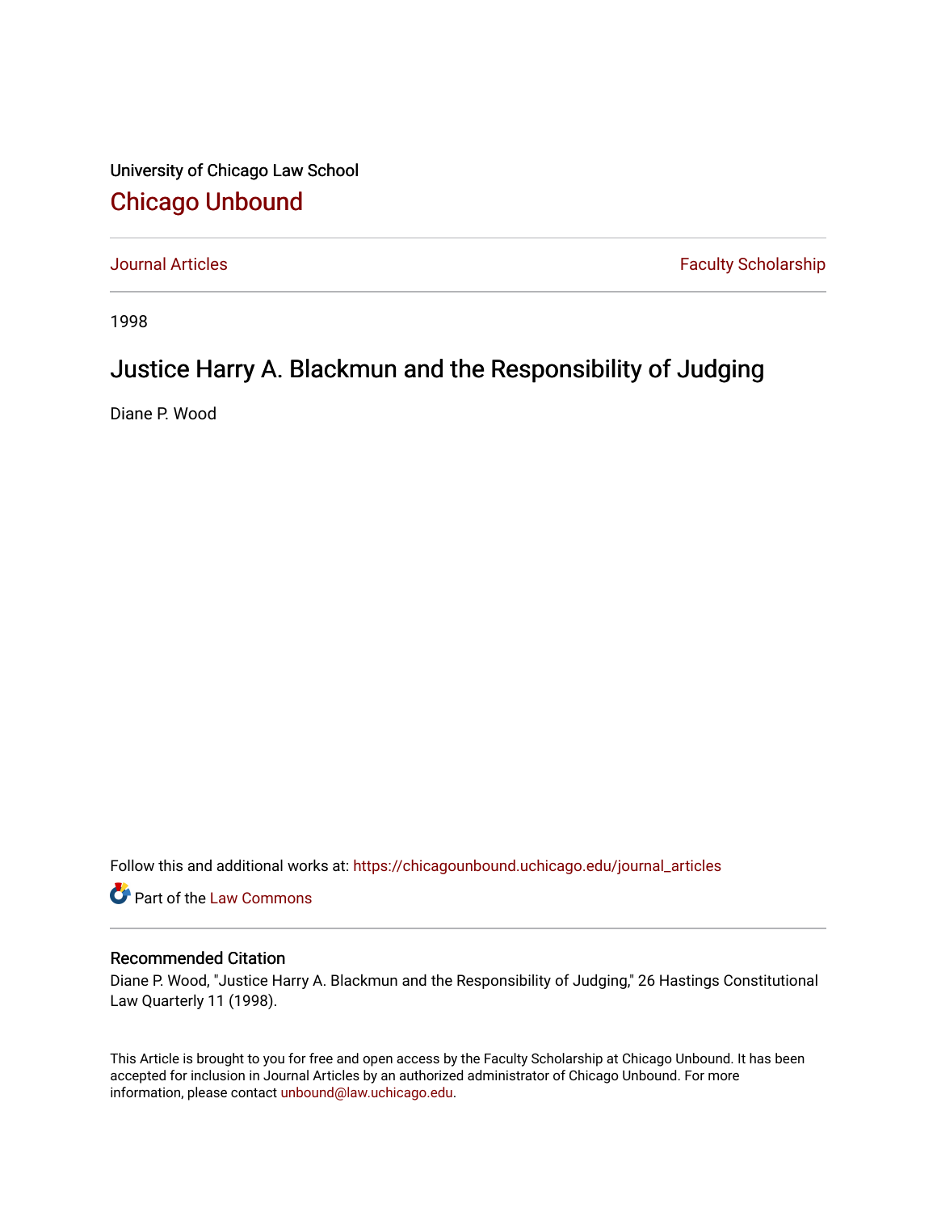University of Chicago Law School

# Chicago Unbound

Journal Articles | Faculty Scholarship

1998

## Justice Harry A. Blackmun and the Responsibility of Judging

Diane P. Wood

Follow this and additional works at: https://chicagounbound.uchicago.edu/journal_articles

Part of the Law Commons

### Recommended Citation

Diane P. Wood, "Justice Harry A. Blackmun and the Responsibility of Judging," 26 Hastings Constitutional Law Quarterly 11 (1998).

This Article is brought to you for free and open access by the Faculty Scholarship at Chicago Unbound. It has been accepted for inclusion in Journal Articles by an authorized administrator of Chicago Unbound. For more information, please contact unbound@law.uchicago.edu.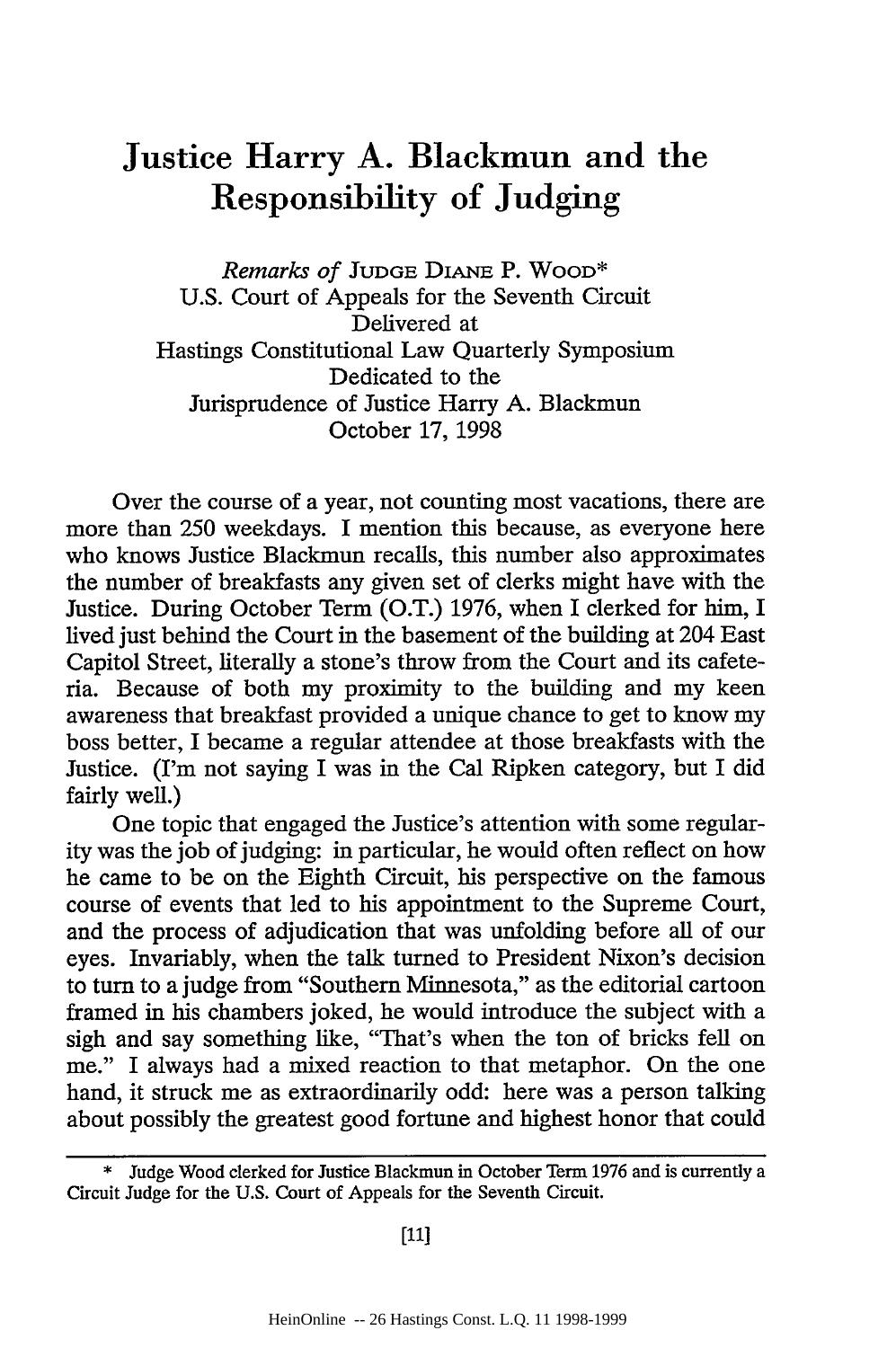# Justice Harry A. Blackmun and the Responsibility of Judging

*Remarks of* JUDGE DIANE P. WOOD*
U.S. Court of Appeals for the Seventh Circuit
Delivered at
Hastings Constitutional Law Quarterly Symposium
Dedicated to the
Jurisprudence of Justice Harry A. Blackmun
October 17, 1998

Over the course of a year, not counting most vacations, there are more than 250 weekdays. I mention this because, as everyone here who knows Justice Blackmun recalls, this number also approximates the number of breakfasts any given set of clerks might have with the Justice. During October Term (O.T.) 1976, when I clerked for him, I lived just behind the Court in the basement of the building at 204 East Capitol Street, literally a stone's throw from the Court and its cafeteria. Because of both my proximity to the building and my keen awareness that breakfast provided a unique chance to get to know my boss better, I became a regular attendee at those breakfasts with the Justice. (I'm not saying I was in the Cal Ripken category, but I did fairly well.)

One topic that engaged the Justice's attention with some regularity was the job of judging: in particular, he would often reflect on how he came to be on the Eighth Circuit, his perspective on the famous course of events that led to his appointment to the Supreme Court, and the process of adjudication that was unfolding before all of our eyes. Invariably, when the talk turned to President Nixon's decision to turn to a judge from "Southern Minnesota," as the editorial cartoon framed in his chambers joked, he would introduce the subject with a sigh and say something like, "That's when the ton of bricks fell on me." I always had a mixed reaction to that metaphor. On the one hand, it struck me as extraordinarily odd: here was a person talking about possibly the greatest good fortune and highest honor that could

---

\* Judge Wood clerked for Justice Blackmun in October Term 1976 and is currently a Circuit Judge for the U.S. Court of Appeals for the Seventh Circuit.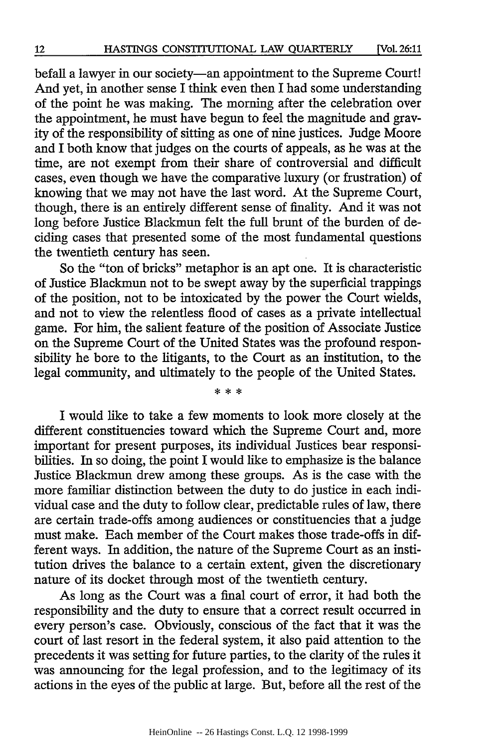befall a lawyer in our society—an appointment to the Supreme Court! And yet, in another sense I think even then I had some understanding of the point he was making. The morning after the celebration over the appointment, he must have begun to feel the magnitude and gravity of the responsibility of sitting as one of nine justices. Judge Moore and I both know that judges on the courts of appeals, as he was at the time, are not exempt from their share of controversial and difficult cases, even though we have the comparative luxury (or frustration) of knowing that we may not have the last word. At the Supreme Court, though, there is an entirely different sense of finality. And it was not long before Justice Blackmun felt the full brunt of the burden of deciding cases that presented some of the most fundamental questions the twentieth century has seen.

So the "ton of bricks" metaphor is an apt one. It is characteristic of Justice Blackmun not to be swept away by the superficial trappings of the position, not to be intoxicated by the power the Court wields, and not to view the relentless flood of cases as a private intellectual game. For him, the salient feature of the position of Associate Justice on the Supreme Court of the United States was the profound responsibility he bore to the litigants, to the Court as an institution, to the legal community, and ultimately to the people of the United States.

\* \* \*

I would like to take a few moments to look more closely at the different constituencies toward which the Supreme Court and, more important for present purposes, its individual Justices bear responsibilities. In so doing, the point I would like to emphasize is the balance Justice Blackmun drew among these groups. As is the case with the more familiar distinction between the duty to do justice in each individual case and the duty to follow clear, predictable rules of law, there are certain trade-offs among audiences or constituencies that a judge must make. Each member of the Court makes those trade-offs in different ways. In addition, the nature of the Supreme Court as an institution drives the balance to a certain extent, given the discretionary nature of its docket through most of the twentieth century.

As long as the Court was a final court of error, it had both the responsibility and the duty to ensure that a correct result occurred in every person's case. Obviously, conscious of the fact that it was the court of last resort in the federal system, it also paid attention to the precedents it was setting for future parties, to the clarity of the rules it was announcing for the legal profession, and to the legitimacy of its actions in the eyes of the public at large. But, before all the rest of the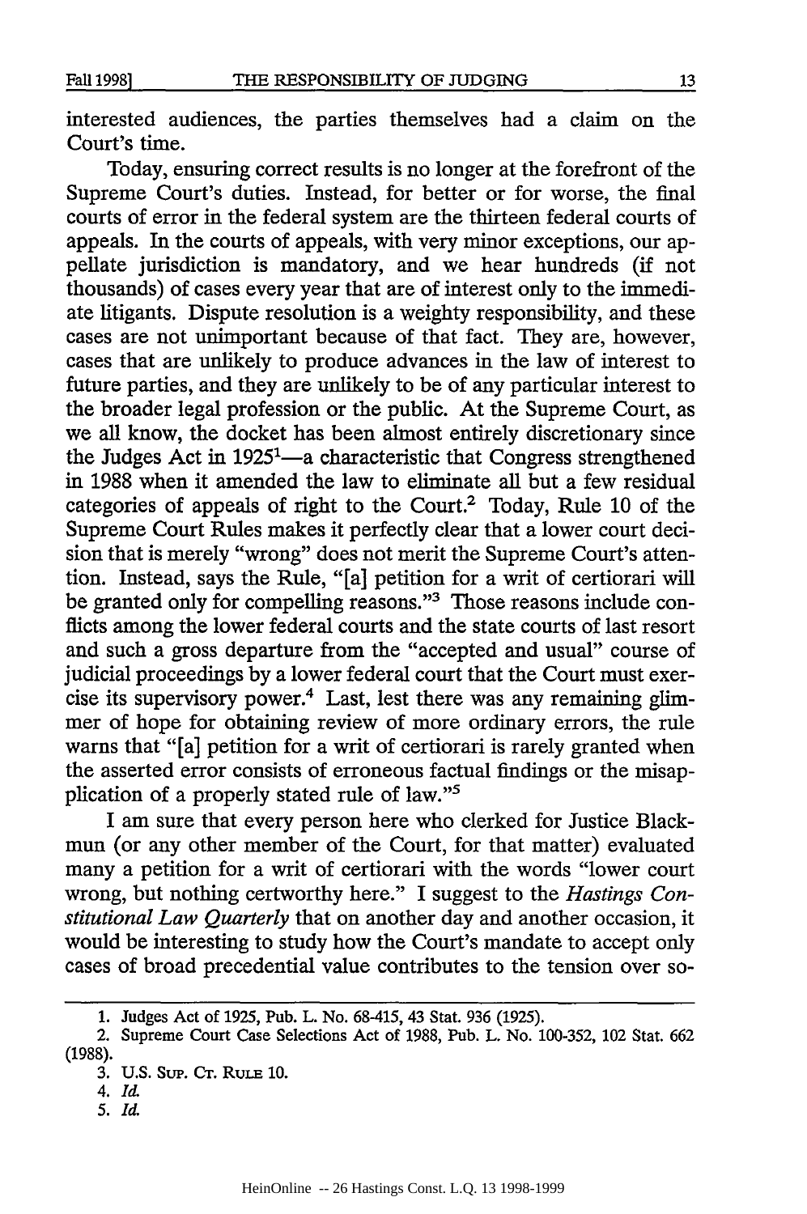interested audiences, the parties themselves had a claim on the Court's time.

Today, ensuring correct results is no longer at the forefront of the Supreme Court's duties. Instead, for better or for worse, the final courts of error in the federal system are the thirteen federal courts of appeals. In the courts of appeals, with very minor exceptions, our appellate jurisdiction is mandatory, and we hear hundreds (if not thousands) of cases every year that are of interest only to the immediate litigants. Dispute resolution is a weighty responsibility, and these cases are not unimportant because of that fact. They are, however, cases that are unlikely to produce advances in the law of interest to future parties, and they are unlikely to be of any particular interest to the broader legal profession or the public. At the Supreme Court, as we all know, the docket has been almost entirely discretionary since the Judges Act in 1925[1]—a characteristic that Congress strengthened in 1988 when it amended the law to eliminate all but a few residual categories of appeals of right to the Court.[2] Today, Rule 10 of the Supreme Court Rules makes it perfectly clear that a lower court decision that is merely "wrong" does not merit the Supreme Court's attention. Instead, says the Rule, "[a] petition for a writ of certiorari will be granted only for compelling reasons."[3] Those reasons include conflicts among the lower federal courts and the state courts of last resort and such a gross departure from the "accepted and usual" course of judicial proceedings by a lower federal court that the Court must exercise its supervisory power.[4] Last, lest there was any remaining glimmer of hope for obtaining review of more ordinary errors, the rule warns that "[a] petition for a writ of certiorari is rarely granted when the asserted error consists of erroneous factual findings or the misapplication of a properly stated rule of law."[5]

I am sure that every person here who clerked for Justice Blackmun (or any other member of the Court, for that matter) evaluated many a petition for a writ of certiorari with the words "lower court wrong, but nothing certworthy here." I suggest to the *Hastings Constitutional Law Quarterly* that on another day and another occasion, it would be interesting to study how the Court's mandate to accept only cases of broad precedential value contributes to the tension over so-

1. Judges Act of 1925, Pub. L. No. 68-415, 43 Stat. 936 (1925).

2. Supreme Court Case Selections Act of 1988, Pub. L. No. 100-352, 102 Stat. 662 (1988).

3. U.S. SUP. CT. RULE 10.

4. *Id.*

5. *Id.*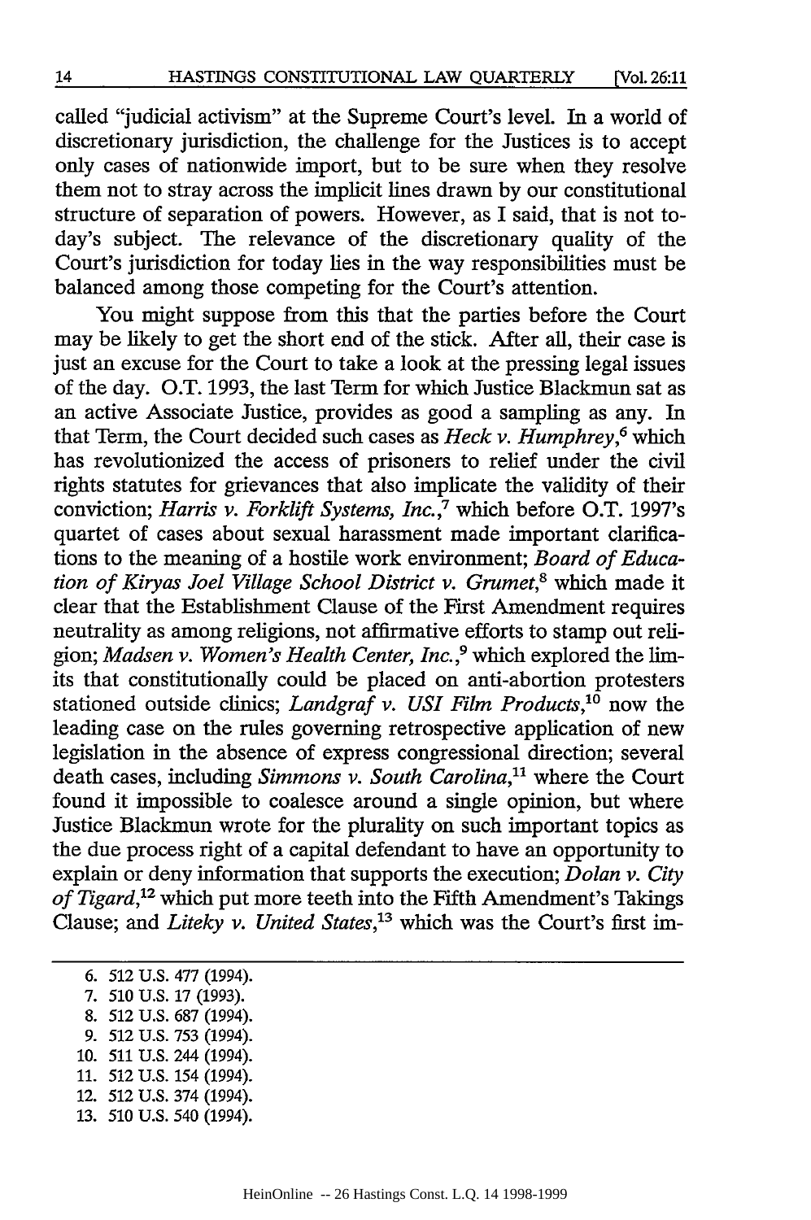called "judicial activism" at the Supreme Court's level. In a world of discretionary jurisdiction, the challenge for the Justices is to accept only cases of nationwide import, but to be sure when they resolve them not to stray across the implicit lines drawn by our constitutional structure of separation of powers. However, as I said, that is not today's subject. The relevance of the discretionary quality of the Court's jurisdiction for today lies in the way responsibilities must be balanced among those competing for the Court's attention.

You might suppose from this that the parties before the Court may be likely to get the short end of the stick. After all, their case is just an excuse for the Court to take a look at the pressing legal issues of the day. O.T. 1993, the last Term for which Justice Blackmun sat as an active Associate Justice, provides as good a sampling as any. In that Term, the Court decided such cases as *Heck v. Humphrey*,[6] which has revolutionized the access of prisoners to relief under the civil rights statutes for grievances that also implicate the validity of their conviction; *Harris v. Forklift Systems, Inc.*,[7] which before O.T. 1997's quartet of cases about sexual harassment made important clarifications to the meaning of a hostile work environment; *Board of Education of Kiryas Joel Village School District v. Grumet*,[8] which made it clear that the Establishment Clause of the First Amendment requires neutrality as among religions, not affirmative efforts to stamp out religion; *Madsen v. Women's Health Center, Inc.*,[9] which explored the limits that constitutionally could be placed on anti-abortion protesters stationed outside clinics; *Landgraf v. USI Film Products*,[10] now the leading case on the rules governing retrospective application of new legislation in the absence of express congressional direction; several death cases, including *Simmons v. South Carolina*,[11] where the Court found it impossible to coalesce around a single opinion, but where Justice Blackmun wrote for the plurality on such important topics as the due process right of a capital defendant to have an opportunity to explain or deny information that supports the execution; *Dolan v. City of Tigard*,[12] which put more teeth into the Fifth Amendment's Takings Clause; and *Liteky v. United States*,[13] which was the Court's first im-

6. 512 U.S. 477 (1994).
7. 510 U.S. 17 (1993).
8. 512 U.S. 687 (1994).
9. 512 U.S. 753 (1994).
10. 511 U.S. 244 (1994).
11. 512 U.S. 154 (1994).
12. 512 U.S. 374 (1994).
13. 510 U.S. 540 (1994).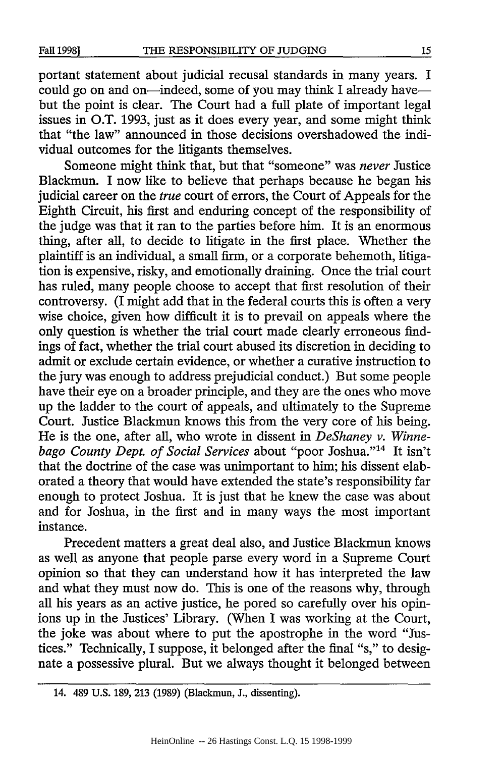portant statement about judicial recusal standards in many years. I could go on and on—indeed, some of you may think I already have—but the point is clear. The Court had a full plate of important legal issues in O.T. 1993, just as it does every year, and some might think that "the law" announced in those decisions overshadowed the individual outcomes for the litigants themselves.

Someone might think that, but that "someone" was *never* Justice Blackmun. I now like to believe that perhaps because he began his judicial career on the *true* court of errors, the Court of Appeals for the Eighth Circuit, his first and enduring concept of the responsibility of the judge was that it ran to the parties before him. It is an enormous thing, after all, to decide to litigate in the first place. Whether the plaintiff is an individual, a small firm, or a corporate behemoth, litigation is expensive, risky, and emotionally draining. Once the trial court has ruled, many people choose to accept that first resolution of their controversy. (I might add that in the federal courts this is often a very wise choice, given how difficult it is to prevail on appeals where the only question is whether the trial court made clearly erroneous findings of fact, whether the trial court abused its discretion in deciding to admit or exclude certain evidence, or whether a curative instruction to the jury was enough to address prejudicial conduct.) But some people have their eye on a broader principle, and they are the ones who move up the ladder to the court of appeals, and ultimately to the Supreme Court. Justice Blackmun knows this from the very core of his being. He is the one, after all, who wrote in dissent in *DeShaney v. Winnebago County Dept. of Social Services* about "poor Joshua."[14] It isn't that the doctrine of the case was unimportant to him; his dissent elaborated a theory that would have extended the state's responsibility far enough to protect Joshua. It is just that he knew the case was about and for Joshua, in the first and in many ways the most important instance.

Precedent matters a great deal also, and Justice Blackmun knows as well as anyone that people parse every word in a Supreme Court opinion so that they can understand how it has interpreted the law and what they must now do. This is one of the reasons why, through all his years as an active justice, he pored so carefully over his opinions up in the Justices' Library. (When I was working at the Court, the joke was about where to put the apostrophe in the word "Justices." Technically, I suppose, it belonged after the final "s," to designate a possessive plural. But we always thought it belonged between

---

14. 489 U.S. 189, 213 (1989) (Blackmun, J., dissenting).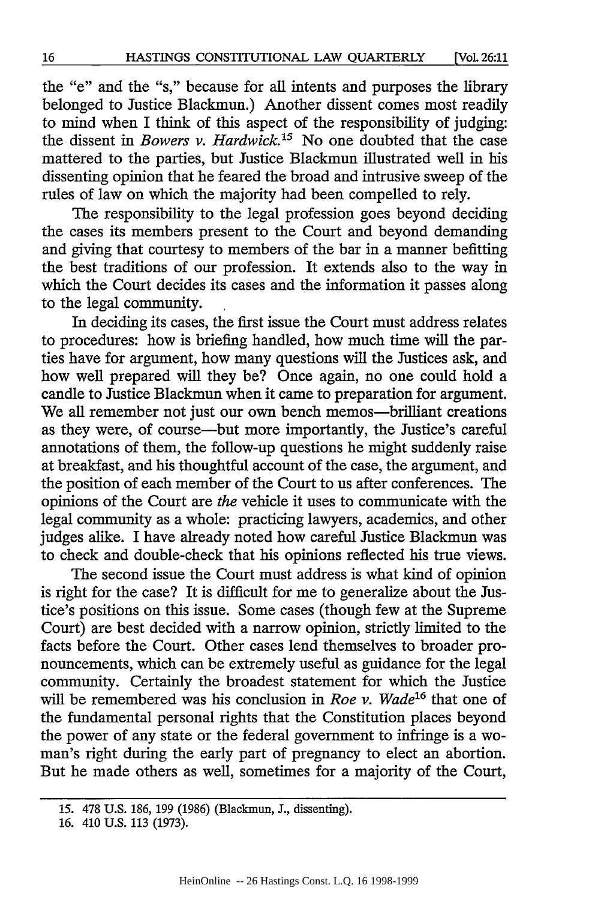the "e" and the "s," because for all intents and purposes the library belonged to Justice Blackmun.) Another dissent comes most readily to mind when I think of this aspect of the responsibility of judging: the dissent in *Bowers v. Hardwick.*[15] No one doubted that the case mattered to the parties, but Justice Blackmun illustrated well in his dissenting opinion that he feared the broad and intrusive sweep of the rules of law on which the majority had been compelled to rely.

The responsibility to the legal profession goes beyond deciding the cases its members present to the Court and beyond demanding and giving that courtesy to members of the bar in a manner befitting the best traditions of our profession. It extends also to the way in which the Court decides its cases and the information it passes along to the legal community.

In deciding its cases, the first issue the Court must address relates to procedures: how is briefing handled, how much time will the parties have for argument, how many questions will the Justices ask, and how well prepared will they be? Once again, no one could hold a candle to Justice Blackmun when it came to preparation for argument. We all remember not just our own bench memos—brilliant creations as they were, of course—but more importantly, the Justice's careful annotations of them, the follow-up questions he might suddenly raise at breakfast, and his thoughtful account of the case, the argument, and the position of each member of the Court to us after conferences. The opinions of the Court are *the* vehicle it uses to communicate with the legal community as a whole: practicing lawyers, academics, and other judges alike. I have already noted how careful Justice Blackmun was to check and double-check that his opinions reflected his true views.

The second issue the Court must address is what kind of opinion is right for the case? It is difficult for me to generalize about the Justice's positions on this issue. Some cases (though few at the Supreme Court) are best decided with a narrow opinion, strictly limited to the facts before the Court. Other cases lend themselves to broader pronouncements, which can be extremely useful as guidance for the legal community. Certainly the broadest statement for which the Justice will be remembered was his conclusion in *Roe v. Wade*[16] that one of the fundamental personal rights that the Constitution places beyond the power of any state or the federal government to infringe is a woman's right during the early part of pregnancy to elect an abortion. But he made others as well, sometimes for a majority of the Court,

---

15. 478 U.S. 186, 199 (1986) (Blackmun, J., dissenting).

16. 410 U.S. 113 (1973).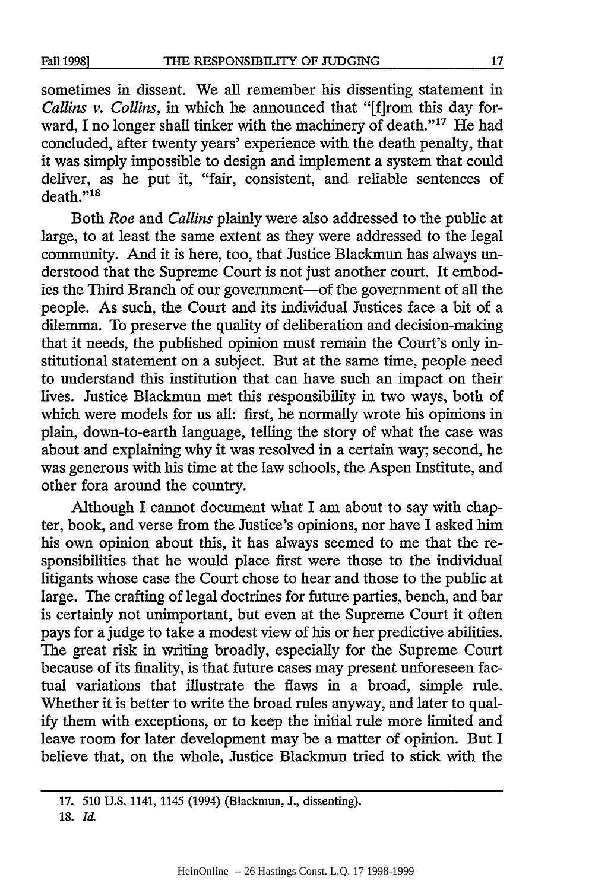sometimes in dissent. We all remember his dissenting statement in *Callins v. Collins*, in which he announced that "[f]rom this day forward, I no longer shall tinker with the machinery of death."[17] He had concluded, after twenty years' experience with the death penalty, that it was simply impossible to design and implement a system that could deliver, as he put it, "fair, consistent, and reliable sentences of death."[18]

Both *Roe* and *Callins* plainly were also addressed to the public at large, to at least the same extent as they were addressed to the legal community. And it is here, too, that Justice Blackmun has always understood that the Supreme Court is not just another court. It embodies the Third Branch of our government—of the government of all the people. As such, the Court and its individual Justices face a bit of a dilemma. To preserve the quality of deliberation and decision-making that it needs, the published opinion must remain the Court's only institutional statement on a subject. But at the same time, people need to understand this institution that can have such an impact on their lives. Justice Blackmun met this responsibility in two ways, both of which were models for us all: first, he normally wrote his opinions in plain, down-to-earth language, telling the story of what the case was about and explaining why it was resolved in a certain way; second, he was generous with his time at the law schools, the Aspen Institute, and other fora around the country.

Although I cannot document what I am about to say with chapter, book, and verse from the Justice's opinions, nor have I asked him his own opinion about this, it has always seemed to me that the responsibilities that he would place first were those to the individual litigants whose case the Court chose to hear and those to the public at large. The crafting of legal doctrines for future parties, bench, and bar is certainly not unimportant, but even at the Supreme Court it often pays for a judge to take a modest view of his or her predictive abilities. The great risk in writing broadly, especially for the Supreme Court because of its finality, is that future cases may present unforeseen factual variations that illustrate the flaws in a broad, simple rule. Whether it is better to write the broad rules anyway, and later to qualify them with exceptions, or to keep the initial rule more limited and leave room for later development may be a matter of opinion. But I believe that, on the whole, Justice Blackmun tried to stick with the

---

17. 510 U.S. 1141, 1145 (1994) (Blackmun, J., dissenting).

18. *Id.*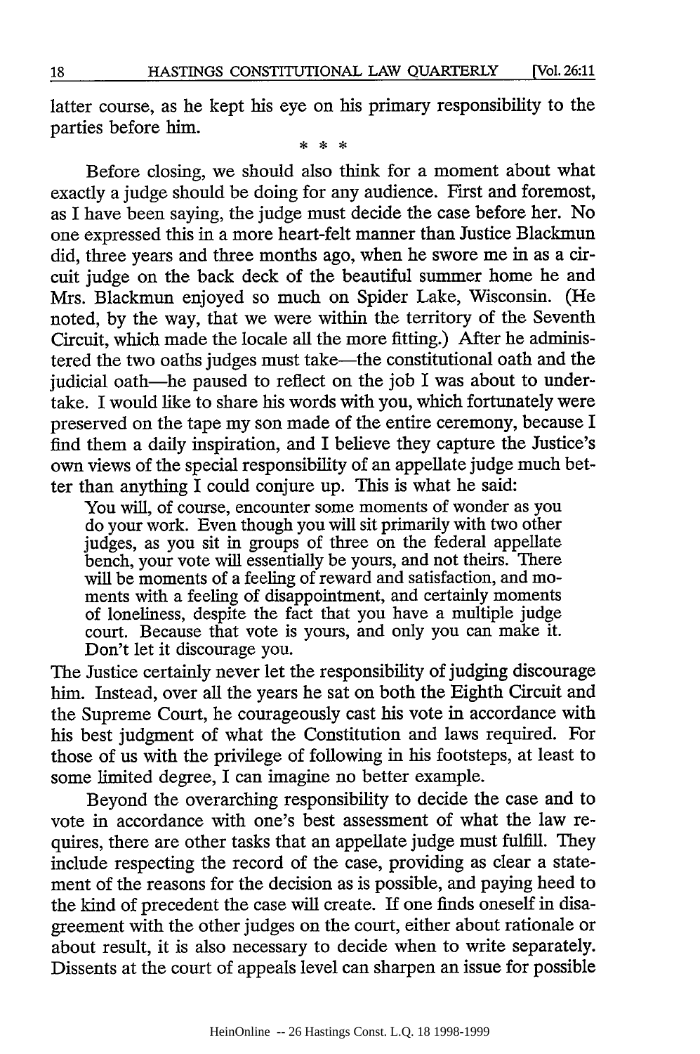latter course, as he kept his eye on his primary responsibility to the parties before him.

\* \* \*

Before closing, we should also think for a moment about what exactly a judge should be doing for any audience. First and foremost, as I have been saying, the judge must decide the case before her. No one expressed this in a more heart-felt manner than Justice Blackmun did, three years and three months ago, when he swore me in as a circuit judge on the back deck of the beautiful summer home he and Mrs. Blackmun enjoyed so much on Spider Lake, Wisconsin. (He noted, by the way, that we were within the territory of the Seventh Circuit, which made the locale all the more fitting.) After he administered the two oaths judges must take—the constitutional oath and the judicial oath—he paused to reflect on the job I was about to undertake. I would like to share his words with you, which fortunately were preserved on the tape my son made of the entire ceremony, because I find them a daily inspiration, and I believe they capture the Justice's own views of the special responsibility of an appellate judge much better than anything I could conjure up. This is what he said:

> You will, of course, encounter some moments of wonder as you do your work. Even though you will sit primarily with two other judges, as you sit in groups of three on the federal appellate bench, your vote will essentially be yours, and not theirs. There will be moments of a feeling of reward and satisfaction, and moments with a feeling of disappointment, and certainly moments of loneliness, despite the fact that you have a multiple judge court. Because that vote is yours, and only you can make it. Don't let it discourage you.

The Justice certainly never let the responsibility of judging discourage him. Instead, over all the years he sat on both the Eighth Circuit and the Supreme Court, he courageously cast his vote in accordance with his best judgment of what the Constitution and laws required. For those of us with the privilege of following in his footsteps, at least to some limited degree, I can imagine no better example.

Beyond the overarching responsibility to decide the case and to vote in accordance with one's best assessment of what the law requires, there are other tasks that an appellate judge must fulfill. They include respecting the record of the case, providing as clear a statement of the reasons for the decision as is possible, and paying heed to the kind of precedent the case will create. If one finds oneself in disagreement with the other judges on the court, either about rationale or about result, it is also necessary to decide when to write separately. Dissents at the court of appeals level can sharpen an issue for possible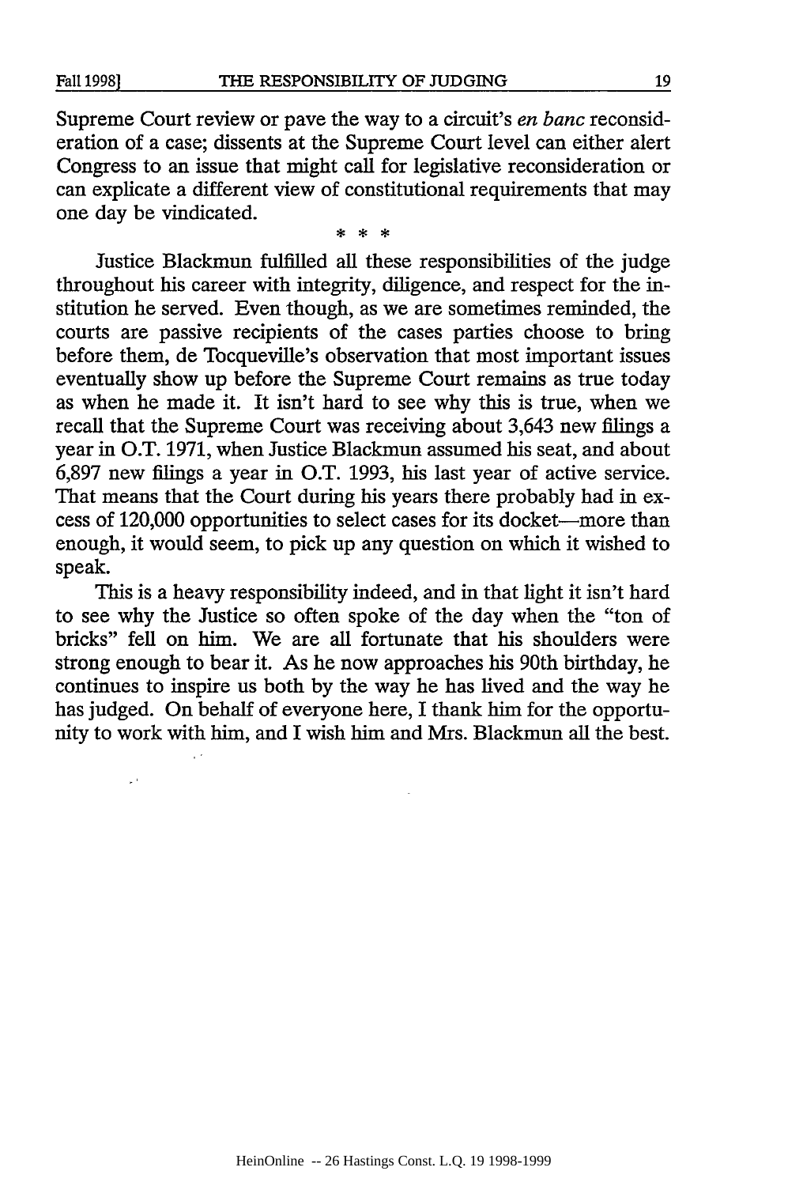Supreme Court review or pave the way to a circuit's *en banc* reconsideration of a case; dissents at the Supreme Court level can either alert Congress to an issue that might call for legislative reconsideration or can explicate a different view of constitutional requirements that may one day be vindicated.

\* \* \*

Justice Blackmun fulfilled all these responsibilities of the judge throughout his career with integrity, diligence, and respect for the institution he served. Even though, as we are sometimes reminded, the courts are passive recipients of the cases parties choose to bring before them, de Tocqueville's observation that most important issues eventually show up before the Supreme Court remains as true today as when he made it. It isn't hard to see why this is true, when we recall that the Supreme Court was receiving about 3,643 new filings a year in O.T. 1971, when Justice Blackmun assumed his seat, and about 6,897 new filings a year in O.T. 1993, his last year of active service. That means that the Court during his years there probably had in excess of 120,000 opportunities to select cases for its docket—more than enough, it would seem, to pick up any question on which it wished to speak.

This is a heavy responsibility indeed, and in that light it isn't hard to see why the Justice so often spoke of the day when the "ton of bricks" fell on him. We are all fortunate that his shoulders were strong enough to bear it. As he now approaches his 90th birthday, he continues to inspire us both by the way he has lived and the way he has judged. On behalf of everyone here, I thank him for the opportunity to work with him, and I wish him and Mrs. Blackmun all the best.